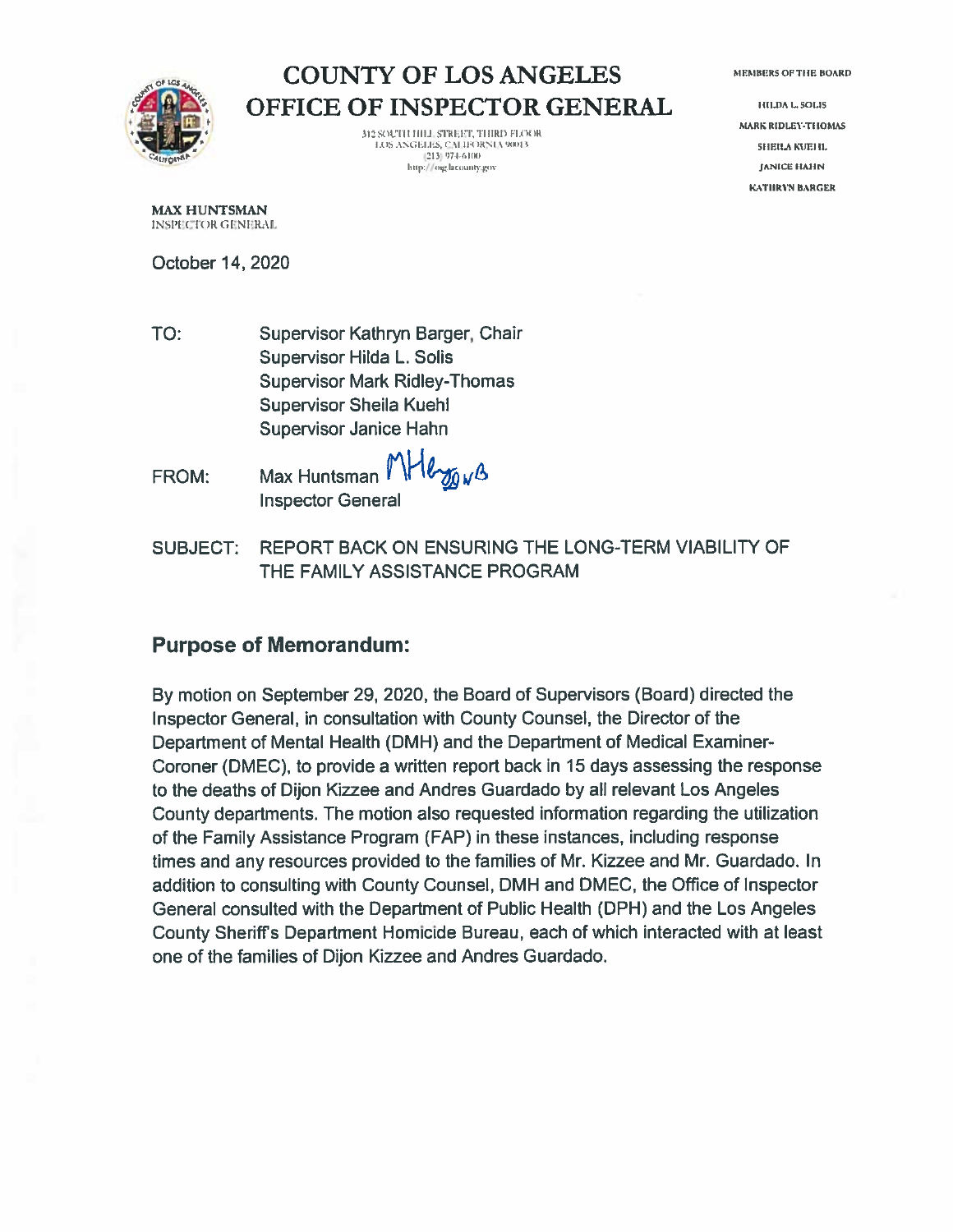# COUNTY OF LOS ANGELES
# OFFICE OF INSPECTOR GENERAL

312 SOUTH HILL STREET, THIRD FLOOR
LOS ANGELES, CALIFORNIA 90013
(213) 974-6100
http://oig.lacounty.gov

MEMBERS OF THE BOARD

HILDA L. SOLIS
MARK RIDLEY-THOMAS
SHEILA KUEHL
JANICE HAHN
KATHRYN BARGER

**MAX HUNTSMAN**
INSPECTOR GENERAL

October 14, 2020

TO: Supervisor Kathryn Barger, Chair
Supervisor Hilda L. Solis
Supervisor Mark Ridley-Thomas
Supervisor Sheila Kuehl
Supervisor Janice Hahn

FROM: Max Huntsman
Inspector General

SUBJECT: REPORT BACK ON ENSURING THE LONG-TERM VIABILITY OF THE FAMILY ASSISTANCE PROGRAM

## Purpose of Memorandum:

By motion on September 29, 2020, the Board of Supervisors (Board) directed the Inspector General, in consultation with County Counsel, the Director of the Department of Mental Health (DMH) and the Department of Medical Examiner-Coroner (DMEC), to provide a written report back in 15 days assessing the response to the deaths of Dijon Kizzee and Andres Guardado by all relevant Los Angeles County departments. The motion also requested information regarding the utilization of the Family Assistance Program (FAP) in these instances, including response times and any resources provided to the families of Mr. Kizzee and Mr. Guardado. In addition to consulting with County Counsel, DMH and DMEC, the Office of Inspector General consulted with the Department of Public Health (DPH) and the Los Angeles County Sheriff's Department Homicide Bureau, each of which interacted with at least one of the families of Dijon Kizzee and Andres Guardado.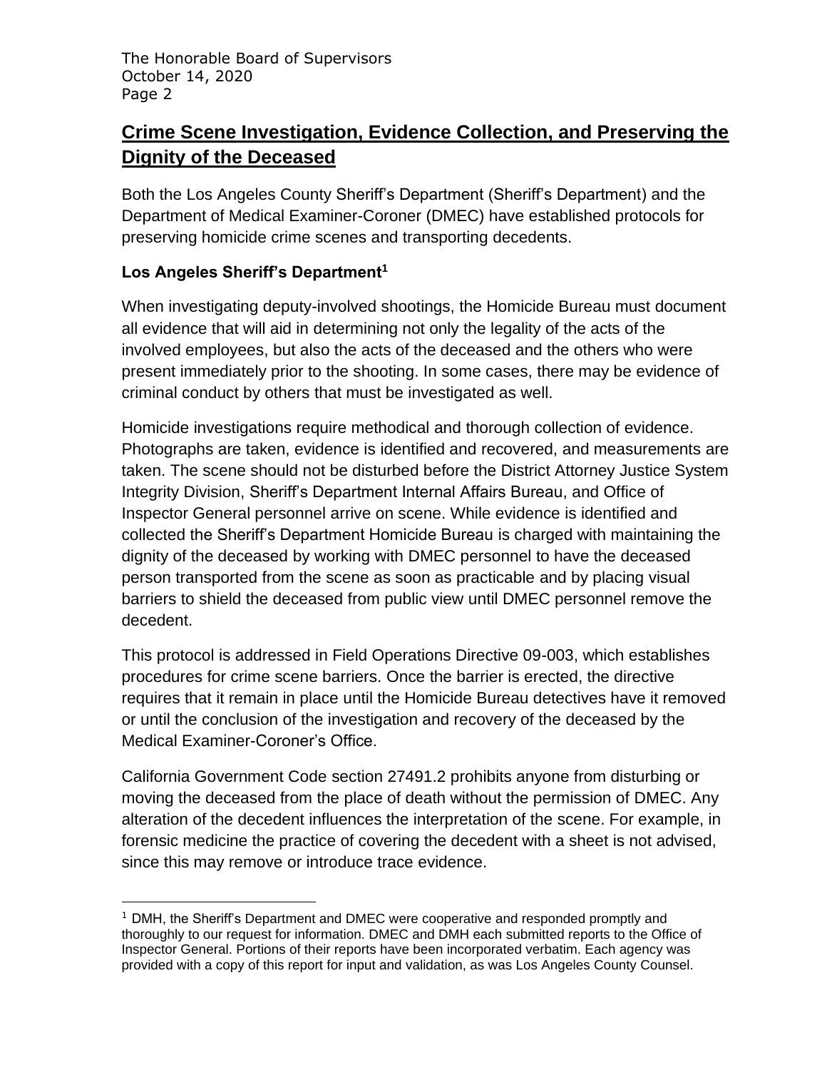## Crime Scene Investigation, Evidence Collection, and Preserving the Dignity of the Deceased

Both the Los Angeles County Sheriff's Department (Sheriff's Department) and the Department of Medical Examiner-Coroner (DMEC) have established protocols for preserving homicide crime scenes and transporting decedents.

### Los Angeles Sheriff's Department[1]

When investigating deputy-involved shootings, the Homicide Bureau must document all evidence that will aid in determining not only the legality of the acts of the involved employees, but also the acts of the deceased and the others who were present immediately prior to the shooting. In some cases, there may be evidence of criminal conduct by others that must be investigated as well.

Homicide investigations require methodical and thorough collection of evidence. Photographs are taken, evidence is identified and recovered, and measurements are taken. The scene should not be disturbed before the District Attorney Justice System Integrity Division, Sheriff's Department Internal Affairs Bureau, and Office of Inspector General personnel arrive on scene. While evidence is identified and collected the Sheriff's Department Homicide Bureau is charged with maintaining the dignity of the deceased by working with DMEC personnel to have the deceased person transported from the scene as soon as practicable and by placing visual barriers to shield the deceased from public view until DMEC personnel remove the decedent.

This protocol is addressed in Field Operations Directive 09-003, which establishes procedures for crime scene barriers. Once the barrier is erected, the directive requires that it remain in place until the Homicide Bureau detectives have it removed or until the conclusion of the investigation and recovery of the deceased by the Medical Examiner-Coroner's Office.

California Government Code section 27491.2 prohibits anyone from disturbing or moving the deceased from the place of death without the permission of DMEC. Any alteration of the decedent influences the interpretation of the scene. For example, in forensic medicine the practice of covering the decedent with a sheet is not advised, since this may remove or introduce trace evidence.

---

[1] DMH, the Sheriff's Department and DMEC were cooperative and responded promptly and thoroughly to our request for information. DMEC and DMH each submitted reports to the Office of Inspector General. Portions of their reports have been incorporated verbatim. Each agency was provided with a copy of this report for input and validation, as was Los Angeles County Counsel.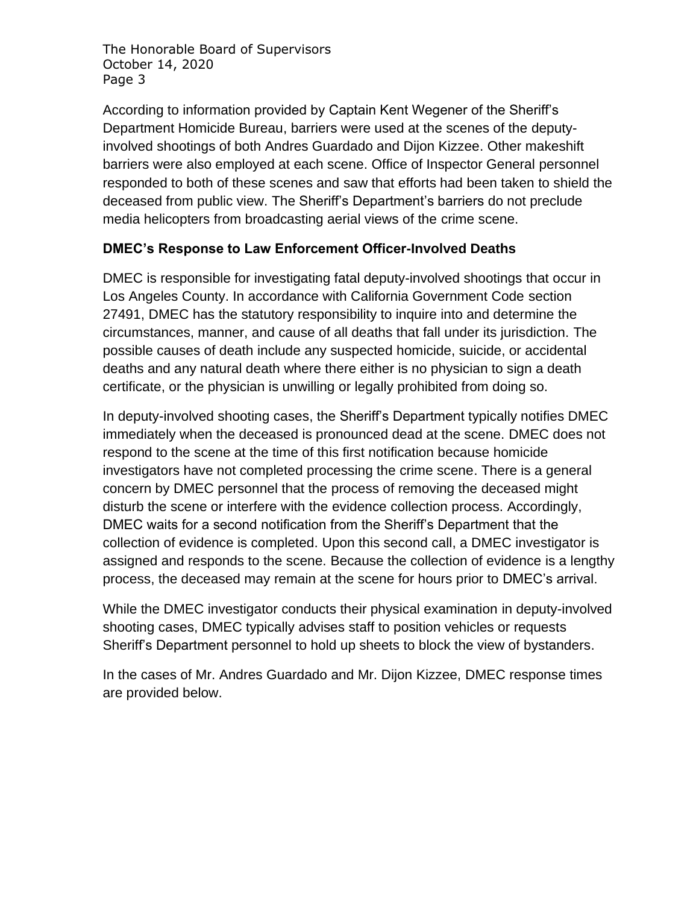According to information provided by Captain Kent Wegener of the Sheriff's Department Homicide Bureau, barriers were used at the scenes of the deputy-involved shootings of both Andres Guardado and Dijon Kizzee. Other makeshift barriers were also employed at each scene. Office of Inspector General personnel responded to both of these scenes and saw that efforts had been taken to shield the deceased from public view. The Sheriff's Department's barriers do not preclude media helicopters from broadcasting aerial views of the crime scene.

**DMEC's Response to Law Enforcement Officer-Involved Deaths**

DMEC is responsible for investigating fatal deputy-involved shootings that occur in Los Angeles County. In accordance with California Government Code section 27491, DMEC has the statutory responsibility to inquire into and determine the circumstances, manner, and cause of all deaths that fall under its jurisdiction. The possible causes of death include any suspected homicide, suicide, or accidental deaths and any natural death where there either is no physician to sign a death certificate, or the physician is unwilling or legally prohibited from doing so.

In deputy-involved shooting cases, the Sheriff's Department typically notifies DMEC immediately when the deceased is pronounced dead at the scene. DMEC does not respond to the scene at the time of this first notification because homicide investigators have not completed processing the crime scene. There is a general concern by DMEC personnel that the process of removing the deceased might disturb the scene or interfere with the evidence collection process. Accordingly, DMEC waits for a second notification from the Sheriff's Department that the collection of evidence is completed. Upon this second call, a DMEC investigator is assigned and responds to the scene. Because the collection of evidence is a lengthy process, the deceased may remain at the scene for hours prior to DMEC's arrival.

While the DMEC investigator conducts their physical examination in deputy-involved shooting cases, DMEC typically advises staff to position vehicles or requests Sheriff's Department personnel to hold up sheets to block the view of bystanders.

In the cases of Mr. Andres Guardado and Mr. Dijon Kizzee, DMEC response times are provided below.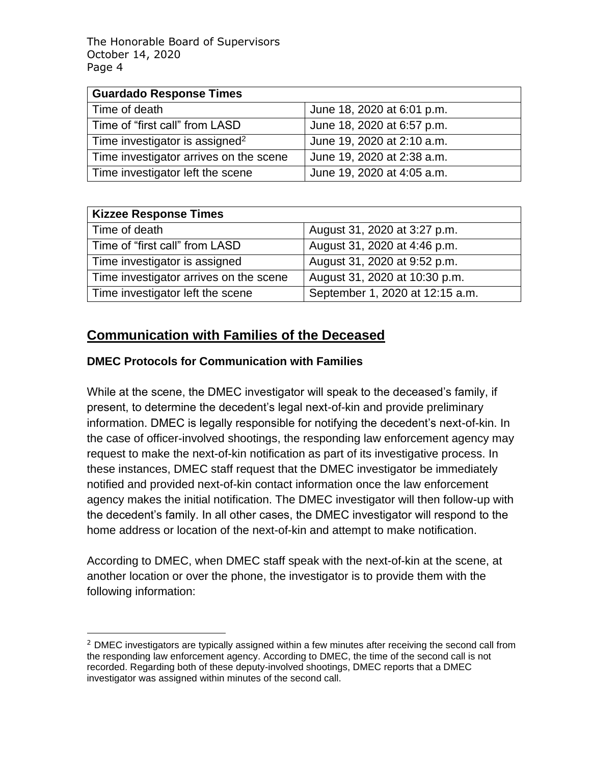| Guardado Response Times | |
|---|---|
| Time of death | June 18, 2020 at 6:01 p.m. |
| Time of "first call" from LASD | June 18, 2020 at 6:57 p.m. |
| Time investigator is assigned[2] | June 19, 2020 at 2:10 a.m. |
| Time investigator arrives on the scene | June 19, 2020 at 2:38 a.m. |
| Time investigator left the scene | June 19, 2020 at 4:05 a.m. |

| Kizzee Response Times | |
|---|---|
| Time of death | August 31, 2020 at 3:27 p.m. |
| Time of "first call" from LASD | August 31, 2020 at 4:46 p.m. |
| Time investigator is assigned | August 31, 2020 at 9:52 p.m. |
| Time investigator arrives on the scene | August 31, 2020 at 10:30 p.m. |
| Time investigator left the scene | September 1, 2020 at 12:15 a.m. |

## Communication with Families of the Deceased

### DMEC Protocols for Communication with Families

While at the scene, the DMEC investigator will speak to the deceased's family, if present, to determine the decedent's legal next-of-kin and provide preliminary information. DMEC is legally responsible for notifying the decedent's next-of-kin. In the case of officer-involved shootings, the responding law enforcement agency may request to make the next-of-kin notification as part of its investigative process. In these instances, DMEC staff request that the DMEC investigator be immediately notified and provided next-of-kin contact information once the law enforcement agency makes the initial notification. The DMEC investigator will then follow-up with the decedent's family. In all other cases, the DMEC investigator will respond to the home address or location of the next-of-kin and attempt to make notification.

According to DMEC, when DMEC staff speak with the next-of-kin at the scene, at another location or over the phone, the investigator is to provide them with the following information:

[2] DMEC investigators are typically assigned within a few minutes after receiving the second call from the responding law enforcement agency. According to DMEC, the time of the second call is not recorded. Regarding both of these deputy-involved shootings, DMEC reports that a DMEC investigator was assigned within minutes of the second call.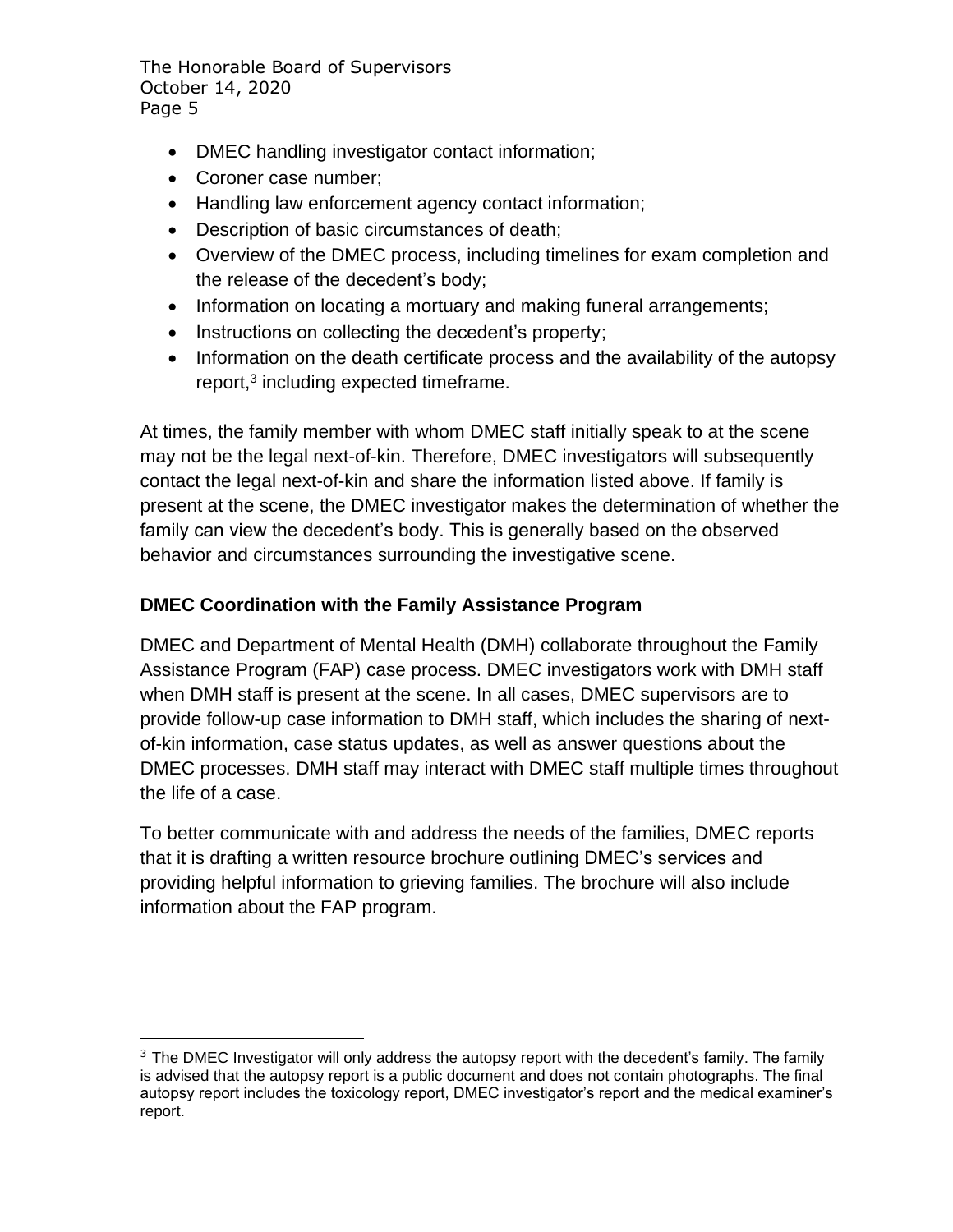- DMEC handling investigator contact information;
- Coroner case number;
- Handling law enforcement agency contact information;
- Description of basic circumstances of death;
- Overview of the DMEC process, including timelines for exam completion and the release of the decedent's body;
- Information on locating a mortuary and making funeral arrangements;
- Instructions on collecting the decedent's property;
- Information on the death certificate process and the availability of the autopsy report,[3] including expected timeframe.

At times, the family member with whom DMEC staff initially speak to at the scene may not be the legal next-of-kin. Therefore, DMEC investigators will subsequently contact the legal next-of-kin and share the information listed above. If family is present at the scene, the DMEC investigator makes the determination of whether the family can view the decedent's body. This is generally based on the observed behavior and circumstances surrounding the investigative scene.

## DMEC Coordination with the Family Assistance Program

DMEC and Department of Mental Health (DMH) collaborate throughout the Family Assistance Program (FAP) case process. DMEC investigators work with DMH staff when DMH staff is present at the scene. In all cases, DMEC supervisors are to provide follow-up case information to DMH staff, which includes the sharing of next-of-kin information, case status updates, as well as answer questions about the DMEC processes. DMH staff may interact with DMEC staff multiple times throughout the life of a case.

To better communicate with and address the needs of the families, DMEC reports that it is drafting a written resource brochure outlining DMEC's services and providing helpful information to grieving families. The brochure will also include information about the FAP program.

[3] The DMEC Investigator will only address the autopsy report with the decedent's family. The family is advised that the autopsy report is a public document and does not contain photographs. The final autopsy report includes the toxicology report, DMEC investigator's report and the medical examiner's report.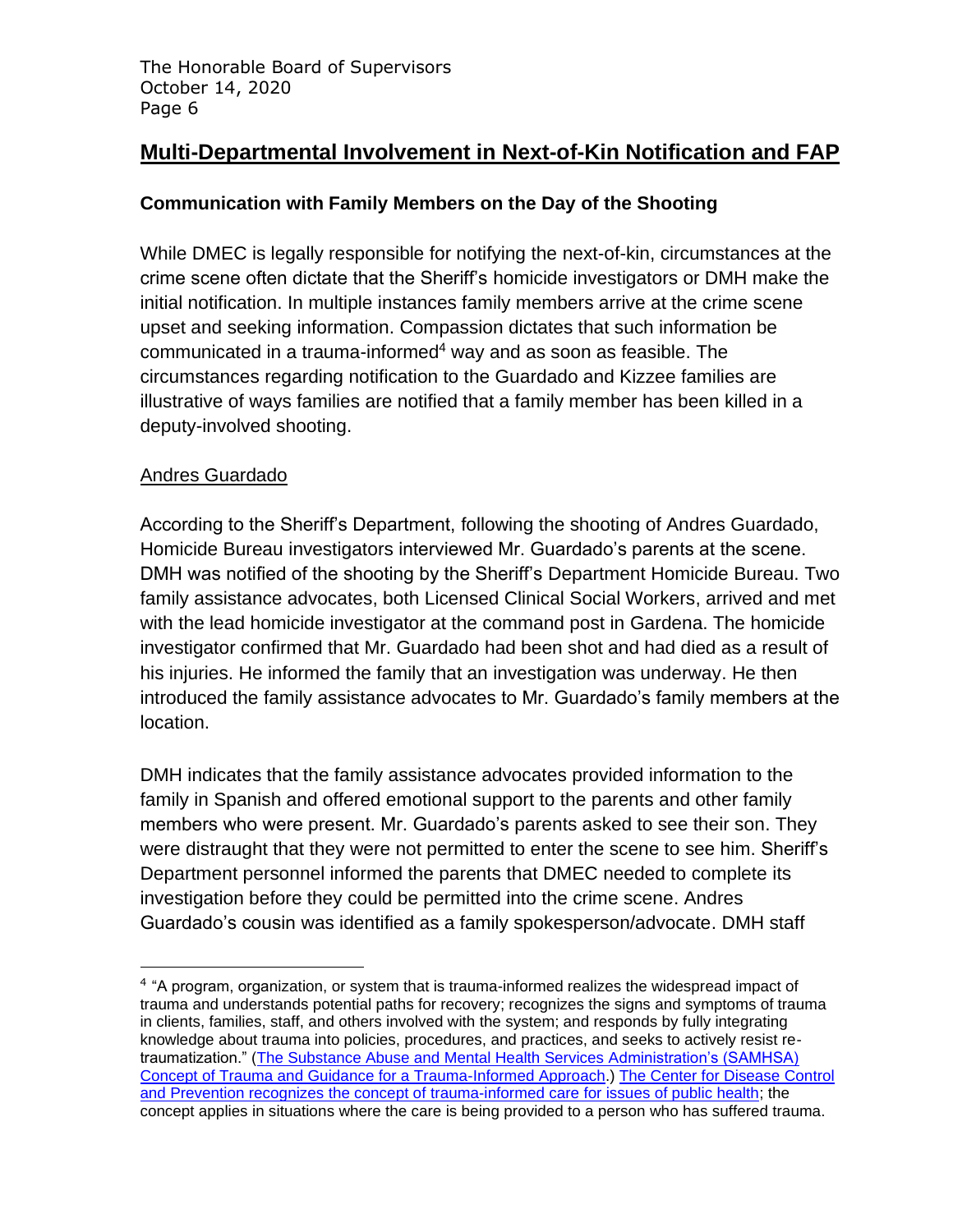## Multi-Departmental Involvement in Next-of-Kin Notification and FAP

### Communication with Family Members on the Day of the Shooting

While DMEC is legally responsible for notifying the next-of-kin, circumstances at the crime scene often dictate that the Sheriff's homicide investigators or DMH make the initial notification. In multiple instances family members arrive at the crime scene upset and seeking information. Compassion dictates that such information be communicated in a trauma-informed[4] way and as soon as feasible. The circumstances regarding notification to the Guardado and Kizzee families are illustrative of ways families are notified that a family member has been killed in a deputy-involved shooting.

Andres Guardado

According to the Sheriff's Department, following the shooting of Andres Guardado, Homicide Bureau investigators interviewed Mr. Guardado's parents at the scene. DMH was notified of the shooting by the Sheriff's Department Homicide Bureau. Two family assistance advocates, both Licensed Clinical Social Workers, arrived and met with the lead homicide investigator at the command post in Gardena. The homicide investigator confirmed that Mr. Guardado had been shot and had died as a result of his injuries. He informed the family that an investigation was underway. He then introduced the family assistance advocates to Mr. Guardado's family members at the location.

DMH indicates that the family assistance advocates provided information to the family in Spanish and offered emotional support to the parents and other family members who were present. Mr. Guardado's parents asked to see their son. They were distraught that they were not permitted to enter the scene to see him. Sheriff's Department personnel informed the parents that DMEC needed to complete its investigation before they could be permitted into the crime scene. Andres Guardado's cousin was identified as a family spokesperson/advocate. DMH staff

---

[4] "A program, organization, or system that is trauma-informed realizes the widespread impact of trauma and understands potential paths for recovery; recognizes the signs and symptoms of trauma in clients, families, staff, and others involved with the system; and responds by fully integrating knowledge about trauma into policies, procedures, and practices, and seeks to actively resist re-traumatization." (The Substance Abuse and Mental Health Services Administration's (SAMHSA) Concept of Trauma and Guidance for a Trauma-Informed Approach.) The Center for Disease Control and Prevention recognizes the concept of trauma-informed care for issues of public health; the concept applies in situations where the care is being provided to a person who has suffered trauma.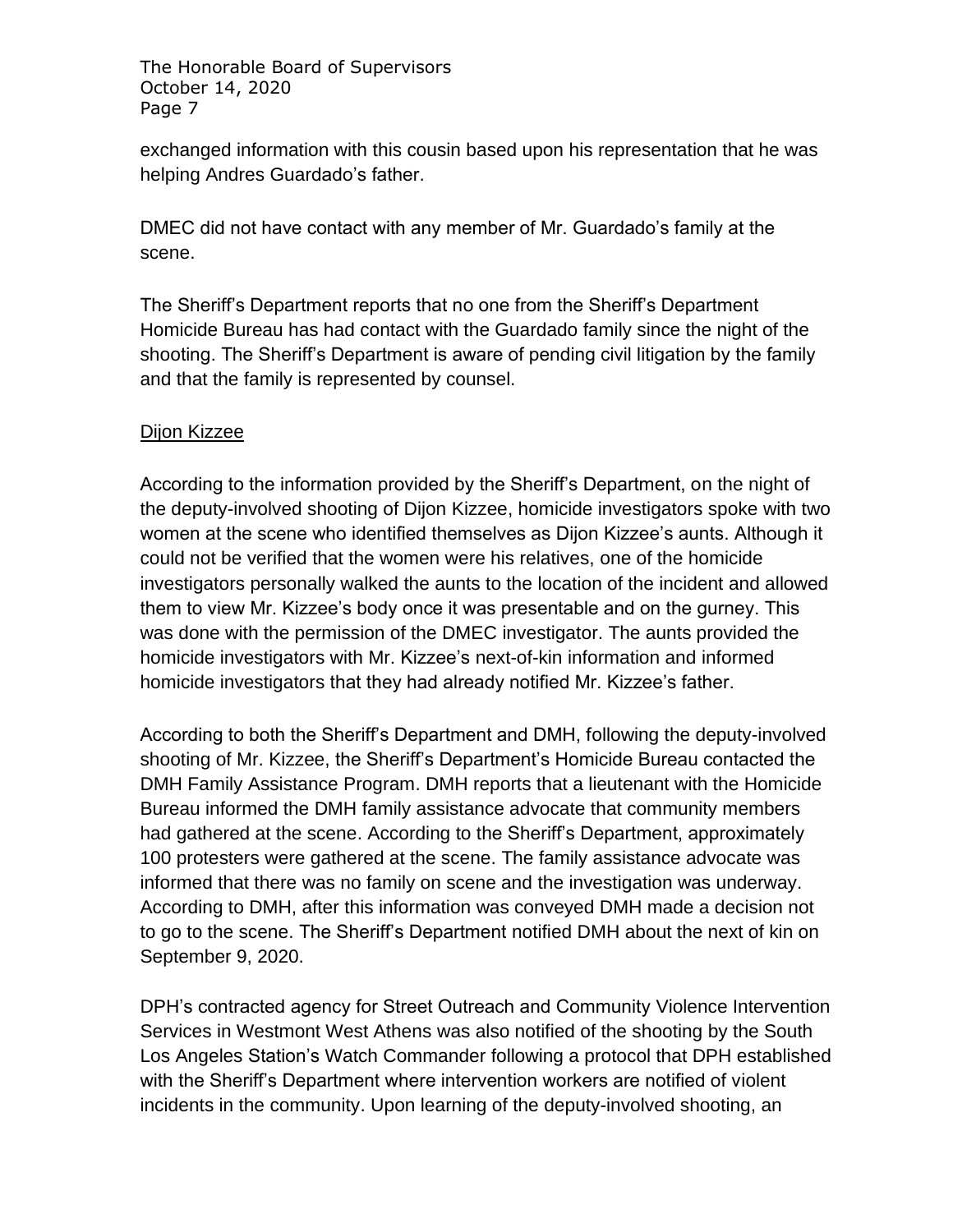exchanged information with this cousin based upon his representation that he was helping Andres Guardado's father.

DMEC did not have contact with any member of Mr. Guardado's family at the scene.

The Sheriff's Department reports that no one from the Sheriff's Department Homicide Bureau has had contact with the Guardado family since the night of the shooting. The Sheriff's Department is aware of pending civil litigation by the family and that the family is represented by counsel.

<u>Dijon Kizzee</u>

According to the information provided by the Sheriff's Department, on the night of the deputy-involved shooting of Dijon Kizzee, homicide investigators spoke with two women at the scene who identified themselves as Dijon Kizzee's aunts. Although it could not be verified that the women were his relatives, one of the homicide investigators personally walked the aunts to the location of the incident and allowed them to view Mr. Kizzee's body once it was presentable and on the gurney. This was done with the permission of the DMEC investigator. The aunts provided the homicide investigators with Mr. Kizzee's next-of-kin information and informed homicide investigators that they had already notified Mr. Kizzee's father.

According to both the Sheriff's Department and DMH, following the deputy-involved shooting of Mr. Kizzee, the Sheriff's Department's Homicide Bureau contacted the DMH Family Assistance Program. DMH reports that a lieutenant with the Homicide Bureau informed the DMH family assistance advocate that community members had gathered at the scene. According to the Sheriff's Department, approximately 100 protesters were gathered at the scene. The family assistance advocate was informed that there was no family on scene and the investigation was underway. According to DMH, after this information was conveyed DMH made a decision not to go to the scene. The Sheriff's Department notified DMH about the next of kin on September 9, 2020.

DPH's contracted agency for Street Outreach and Community Violence Intervention Services in Westmont West Athens was also notified of the shooting by the South Los Angeles Station's Watch Commander following a protocol that DPH established with the Sheriff's Department where intervention workers are notified of violent incidents in the community. Upon learning of the deputy-involved shooting, an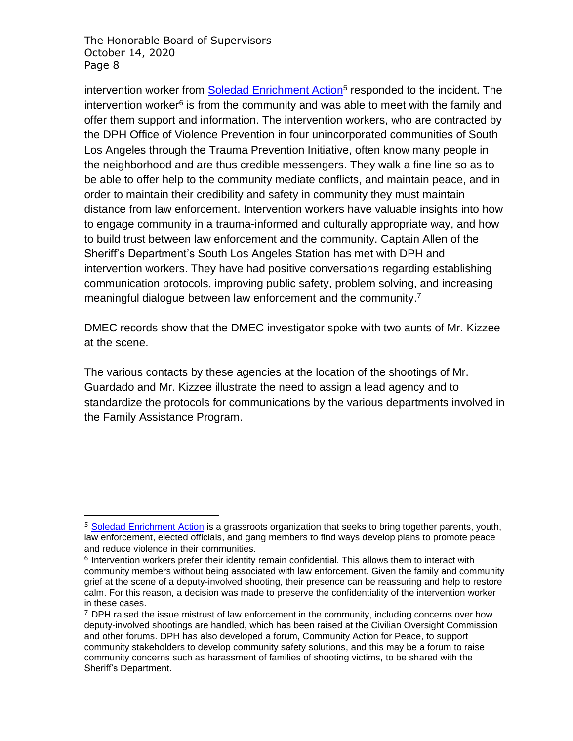intervention worker from Soledad Enrichment Action[5] responded to the incident. The intervention worker[6] is from the community and was able to meet with the family and offer them support and information. The intervention workers, who are contracted by the DPH Office of Violence Prevention in four unincorporated communities of South Los Angeles through the Trauma Prevention Initiative, often know many people in the neighborhood and are thus credible messengers. They walk a fine line so as to be able to offer help to the community mediate conflicts, and maintain peace, and in order to maintain their credibility and safety in community they must maintain distance from law enforcement. Intervention workers have valuable insights into how to engage community in a trauma-informed and culturally appropriate way, and how to build trust between law enforcement and the community. Captain Allen of the Sheriff's Department's South Los Angeles Station has met with DPH and intervention workers. They have had positive conversations regarding establishing communication protocols, improving public safety, problem solving, and increasing meaningful dialogue between law enforcement and the community.[7]

DMEC records show that the DMEC investigator spoke with two aunts of Mr. Kizzee at the scene.

The various contacts by these agencies at the location of the shootings of Mr. Guardado and Mr. Kizzee illustrate the need to assign a lead agency and to standardize the protocols for communications by the various departments involved in the Family Assistance Program.

---

[5] Soledad Enrichment Action is a grassroots organization that seeks to bring together parents, youth, law enforcement, elected officials, and gang members to find ways develop plans to promote peace and reduce violence in their communities.

[6] Intervention workers prefer their identity remain confidential. This allows them to interact with community members without being associated with law enforcement. Given the family and community grief at the scene of a deputy-involved shooting, their presence can be reassuring and help to restore calm. For this reason, a decision was made to preserve the confidentiality of the intervention worker in these cases.

[7] DPH raised the issue mistrust of law enforcement in the community, including concerns over how deputy-involved shootings are handled, which has been raised at the Civilian Oversight Commission and other forums. DPH has also developed a forum, Community Action for Peace, to support community stakeholders to develop community safety solutions, and this may be a forum to raise community concerns such as harassment of families of shooting victims, to be shared with the Sheriff's Department.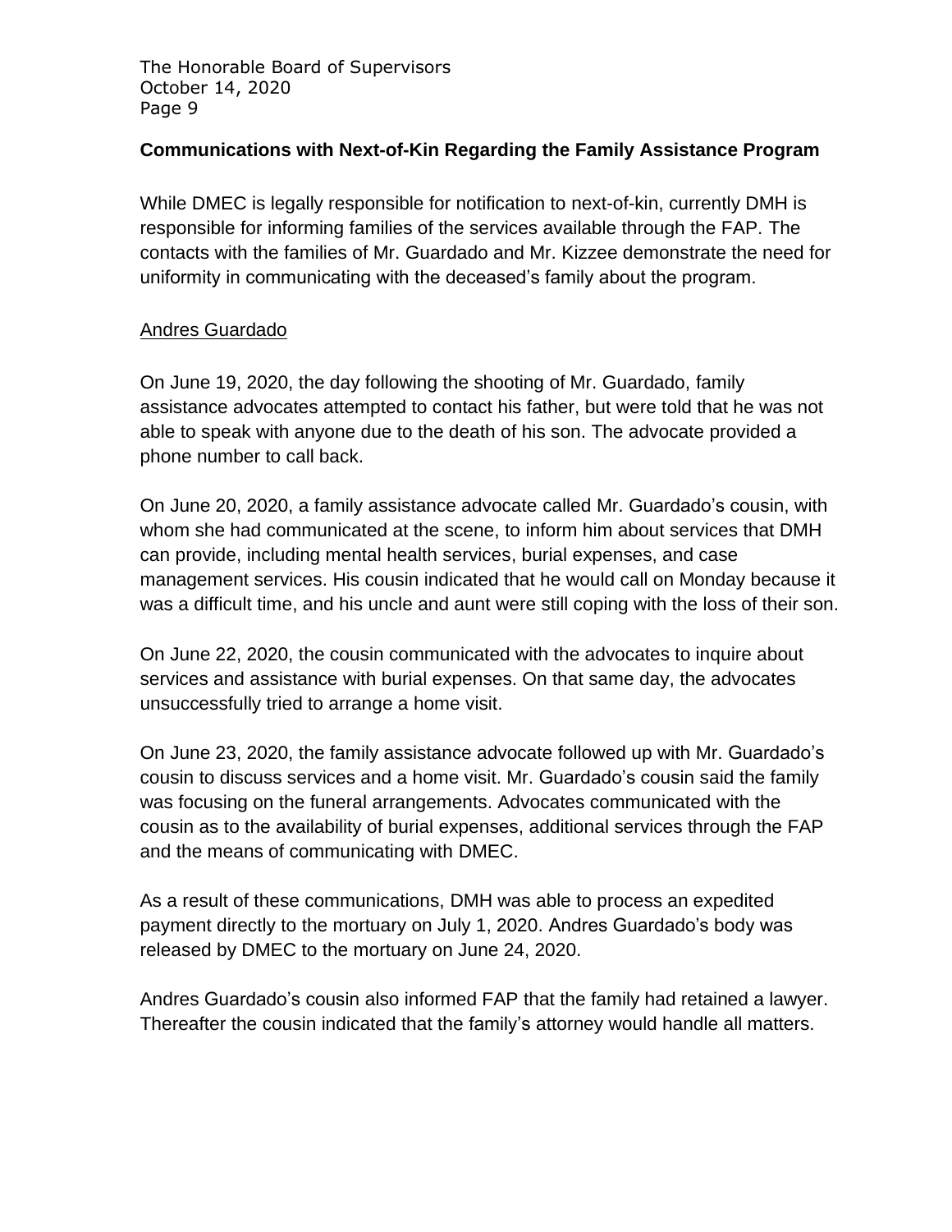## Communications with Next-of-Kin Regarding the Family Assistance Program

While DMEC is legally responsible for notification to next-of-kin, currently DMH is responsible for informing families of the services available through the FAP. The contacts with the families of Mr. Guardado and Mr. Kizzee demonstrate the need for uniformity in communicating with the deceased's family about the program.

### Andres Guardado

On June 19, 2020, the day following the shooting of Mr. Guardado, family assistance advocates attempted to contact his father, but were told that he was not able to speak with anyone due to the death of his son. The advocate provided a phone number to call back.

On June 20, 2020, a family assistance advocate called Mr. Guardado's cousin, with whom she had communicated at the scene, to inform him about services that DMH can provide, including mental health services, burial expenses, and case management services. His cousin indicated that he would call on Monday because it was a difficult time, and his uncle and aunt were still coping with the loss of their son.

On June 22, 2020, the cousin communicated with the advocates to inquire about services and assistance with burial expenses. On that same day, the advocates unsuccessfully tried to arrange a home visit.

On June 23, 2020, the family assistance advocate followed up with Mr. Guardado's cousin to discuss services and a home visit. Mr. Guardado's cousin said the family was focusing on the funeral arrangements. Advocates communicated with the cousin as to the availability of burial expenses, additional services through the FAP and the means of communicating with DMEC.

As a result of these communications, DMH was able to process an expedited payment directly to the mortuary on July 1, 2020. Andres Guardado's body was released by DMEC to the mortuary on June 24, 2020.

Andres Guardado's cousin also informed FAP that the family had retained a lawyer. Thereafter the cousin indicated that the family's attorney would handle all matters.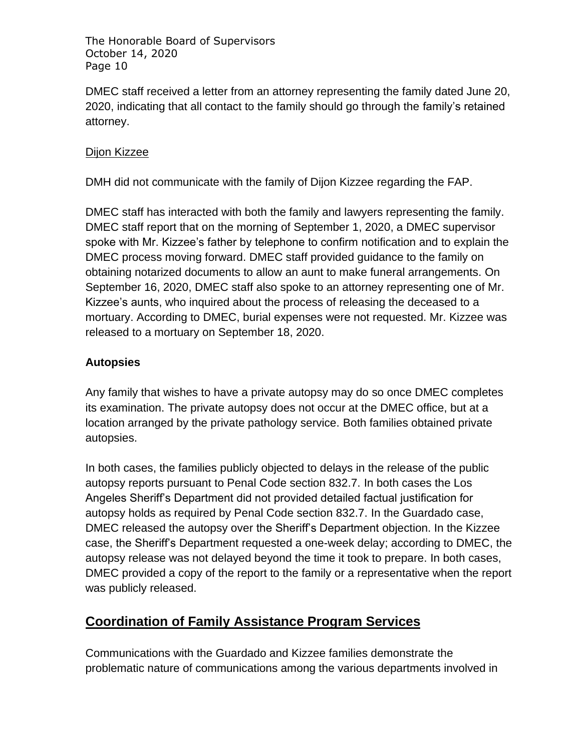DMEC staff received a letter from an attorney representing the family dated June 20, 2020, indicating that all contact to the family should go through the family's retained attorney.

Dijon Kizzee

DMH did not communicate with the family of Dijon Kizzee regarding the FAP.

DMEC staff has interacted with both the family and lawyers representing the family. DMEC staff report that on the morning of September 1, 2020, a DMEC supervisor spoke with Mr. Kizzee's father by telephone to confirm notification and to explain the DMEC process moving forward. DMEC staff provided guidance to the family on obtaining notarized documents to allow an aunt to make funeral arrangements. On September 16, 2020, DMEC staff also spoke to an attorney representing one of Mr. Kizzee's aunts, who inquired about the process of releasing the deceased to a mortuary. According to DMEC, burial expenses were not requested. Mr. Kizzee was released to a mortuary on September 18, 2020.

**Autopsies**

Any family that wishes to have a private autopsy may do so once DMEC completes its examination. The private autopsy does not occur at the DMEC office, but at a location arranged by the private pathology service. Both families obtained private autopsies.

In both cases, the families publicly objected to delays in the release of the public autopsy reports pursuant to Penal Code section 832.7. In both cases the Los Angeles Sheriff's Department did not provided detailed factual justification for autopsy holds as required by Penal Code section 832.7. In the Guardado case, DMEC released the autopsy over the Sheriff's Department objection. In the Kizzee case, the Sheriff's Department requested a one-week delay; according to DMEC, the autopsy release was not delayed beyond the time it took to prepare. In both cases, DMEC provided a copy of the report to the family or a representative when the report was publicly released.

## Coordination of Family Assistance Program Services

Communications with the Guardado and Kizzee families demonstrate the problematic nature of communications among the various departments involved in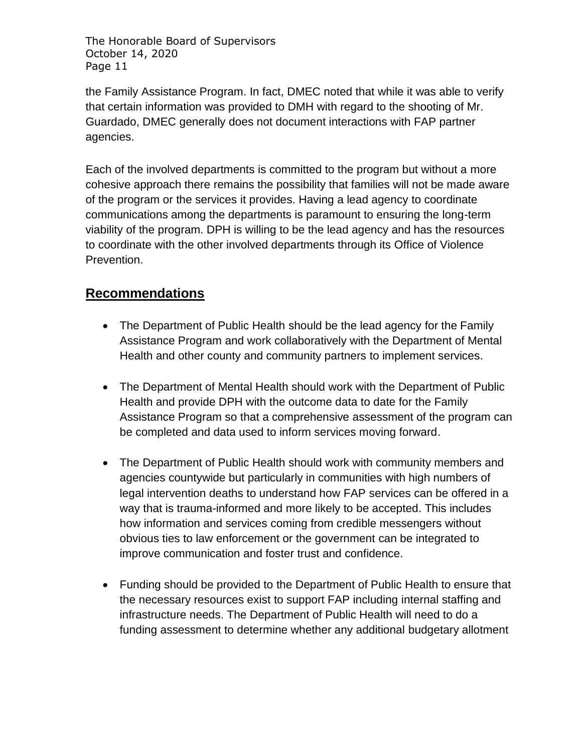the Family Assistance Program. In fact, DMEC noted that while it was able to verify that certain information was provided to DMH with regard to the shooting of Mr. Guardado, DMEC generally does not document interactions with FAP partner agencies.

Each of the involved departments is committed to the program but without a more cohesive approach there remains the possibility that families will not be made aware of the program or the services it provides. Having a lead agency to coordinate communications among the departments is paramount to ensuring the long-term viability of the program. DPH is willing to be the lead agency and has the resources to coordinate with the other involved departments through its Office of Violence Prevention.

## Recommendations

- The Department of Public Health should be the lead agency for the Family Assistance Program and work collaboratively with the Department of Mental Health and other county and community partners to implement services.

- The Department of Mental Health should work with the Department of Public Health and provide DPH with the outcome data to date for the Family Assistance Program so that a comprehensive assessment of the program can be completed and data used to inform services moving forward.

- The Department of Public Health should work with community members and agencies countywide but particularly in communities with high numbers of legal intervention deaths to understand how FAP services can be offered in a way that is trauma-informed and more likely to be accepted. This includes how information and services coming from credible messengers without obvious ties to law enforcement or the government can be integrated to improve communication and foster trust and confidence.

- Funding should be provided to the Department of Public Health to ensure that the necessary resources exist to support FAP including internal staffing and infrastructure needs. The Department of Public Health will need to do a funding assessment to determine whether any additional budgetary allotment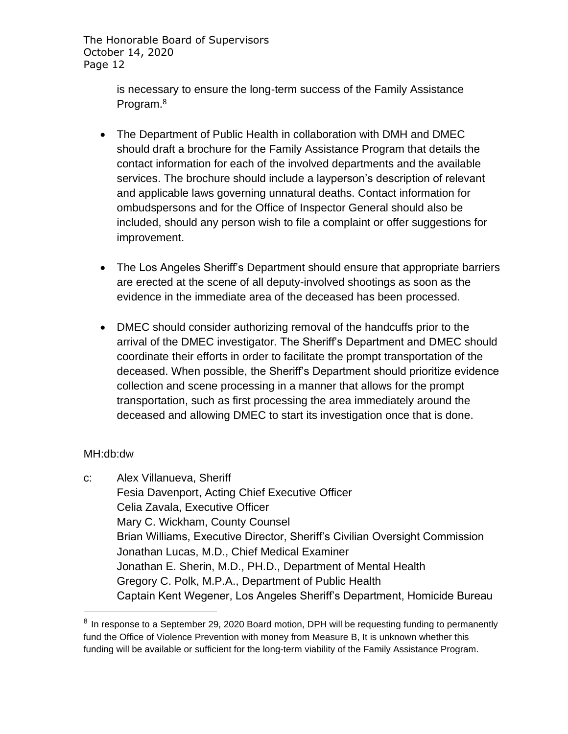is necessary to ensure the long-term success of the Family Assistance Program.[8]

- The Department of Public Health in collaboration with DMH and DMEC should draft a brochure for the Family Assistance Program that details the contact information for each of the involved departments and the available services. The brochure should include a layperson's description of relevant and applicable laws governing unnatural deaths. Contact information for ombudspersons and for the Office of Inspector General should also be included, should any person wish to file a complaint or offer suggestions for improvement.

- The Los Angeles Sheriff's Department should ensure that appropriate barriers are erected at the scene of all deputy-involved shootings as soon as the evidence in the immediate area of the deceased has been processed.

- DMEC should consider authorizing removal of the handcuffs prior to the arrival of the DMEC investigator. The Sheriff's Department and DMEC should coordinate their efforts in order to facilitate the prompt transportation of the deceased. When possible, the Sheriff's Department should prioritize evidence collection and scene processing in a manner that allows for the prompt transportation, such as first processing the area immediately around the deceased and allowing DMEC to start its investigation once that is done.

MH:db:dw

c: Alex Villanueva, Sheriff
Fesia Davenport, Acting Chief Executive Officer
Celia Zavala, Executive Officer
Mary C. Wickham, County Counsel
Brian Williams, Executive Director, Sheriff's Civilian Oversight Commission
Jonathan Lucas, M.D., Chief Medical Examiner
Jonathan E. Sherin, M.D., PH.D., Department of Mental Health
Gregory C. Polk, M.P.A., Department of Public Health
Captain Kent Wegener, Los Angeles Sheriff's Department, Homicide Bureau

---

[8] In response to a September 29, 2020 Board motion, DPH will be requesting funding to permanently fund the Office of Violence Prevention with money from Measure B, It is unknown whether this funding will be available or sufficient for the long-term viability of the Family Assistance Program.